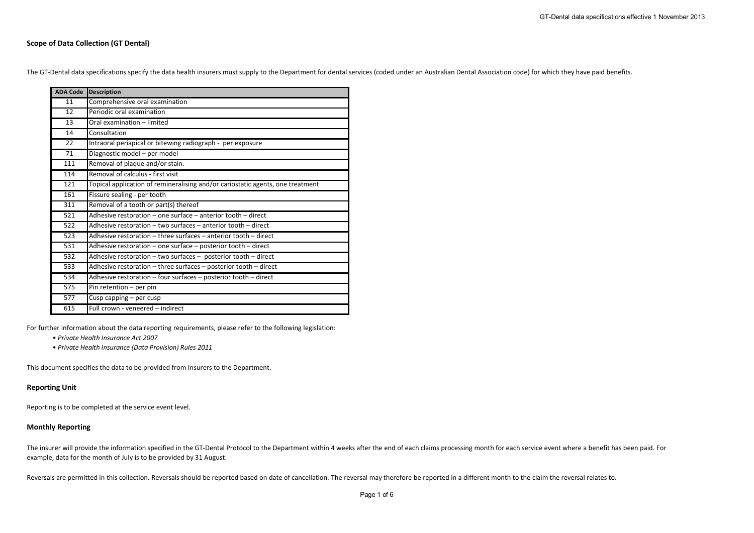## Scope of Data Collection (GT Dental)

The GT-Dental data specifications specify the data health insurers must supply to the Department for dental services (coded under an Australian Dental Association code) for which they have paid benefits.

| ADA Code | Description |
| --- | --- |
| 11 | Comprehensive oral examination |
| 12 | Periodic oral examination |
| 13 | Oral examination – limited |
| 14 | Consultation |
| 22 | Intraoral periapical or bitewing radiograph - per exposure |
| 71 | Diagnostic model – per model |
| 111 | Removal of plaque and/or stain. |
| 114 | Removal of calculus - first visit |
| 121 | Topical application of remineralising and/or cariostatic agents, one treatment |
| 161 | Fissure sealing - per tooth |
| 311 | Removal of a tooth or part(s) thereof |
| 521 | Adhesive restoration – one surface – anterior tooth – direct |
| 522 | Adhesive restoration – two surfaces – anterior tooth – direct |
| 523 | Adhesive restoration – three surfaces – anterior tooth – direct |
| 531 | Adhesive restoration – one surface – posterior tooth – direct |
| 532 | Adhesive restoration – two surfaces – posterior tooth – direct |
| 533 | Adhesive restoration – three surfaces – posterior tooth – direct |
| 534 | Adhesive restoration – four surfaces – posterior tooth – direct |
| 575 | Pin retention – per pin |
| 577 | Cusp capping – per cusp |
| 615 | Full crown - veneered – indirect |

For further information about the data reporting requirements, please refer to the following legislation:

- *Private Health Insurance Act 2007*
- *Private Health Insurance (Data Provision) Rules 2011*

This document specifies the data to be provided from Insurers to the Department.

## Reporting Unit

Reporting is to be completed at the service event level.

## Monthly Reporting

The insurer will provide the information specified in the GT-Dental Protocol to the Department within 4 weeks after the end of each claims processing month for each service event where a benefit has been paid. For example, data for the month of July is to be provided by 31 August.

Reversals are permitted in this collection. Reversals should be reported based on date of cancellation. The reversal may therefore be reported in a different month to the claim the reversal relates to.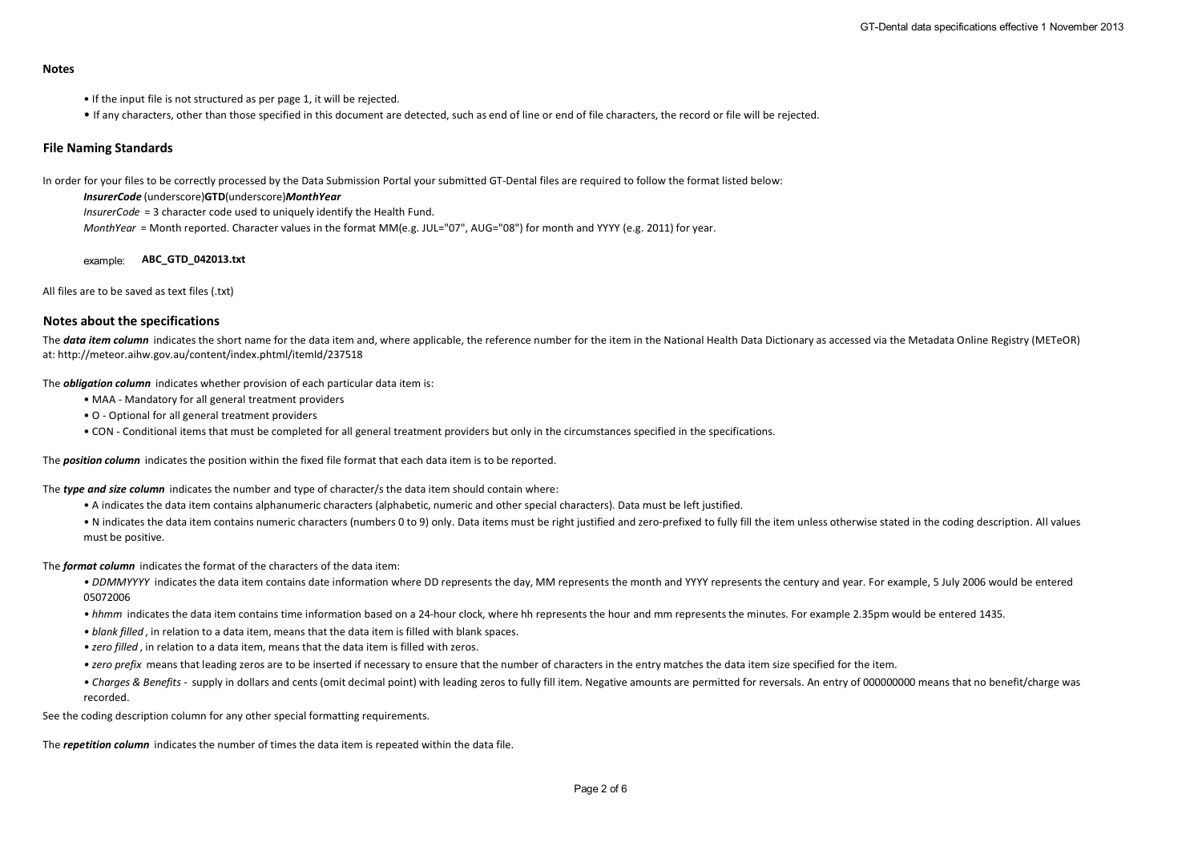**Notes**

- If the input file is not structured as per page 1, it will be rejected.
- If any characters, other than those specified in this document are detected, such as end of line or end of file characters, the record or file will be rejected.

## File Naming Standards

In order for your files to be correctly processed by the Data Submission Portal your submitted GT-Dental files are required to follow the format listed below:

***InsurerCode*** (underscore)**GTD**(underscore)***MonthYear***

*InsurerCode* = 3 character code used to uniquely identify the Health Fund.

*MonthYear* = Month reported. Character values in the format MM(e.g. JUL="07", AUG="08") for month and YYYY (e.g. 2011) for year.

example: **ABC_GTD_042013.txt**

All files are to be saved as text files (.txt)

## Notes about the specifications

The ***data item column*** indicates the short name for the data item and, where applicable, the reference number for the item in the National Health Data Dictionary as accessed via the Metadata Online Registry (METeOR) at: http://meteor.aihw.gov.au/content/index.phtml/itemId/237518

The ***obligation column*** indicates whether provision of each particular data item is:

- MAA - Mandatory for all general treatment providers
- O - Optional for all general treatment providers
- CON - Conditional items that must be completed for all general treatment providers but only in the circumstances specified in the specifications.

The ***position column*** indicates the position within the fixed file format that each data item is to be reported.

The ***type and size column*** indicates the number and type of character/s the data item should contain where:

- A indicates the data item contains alphanumeric characters (alphabetic, numeric and other special characters). Data must be left justified.
- N indicates the data item contains numeric characters (numbers 0 to 9) only. Data items must be right justified and zero-prefixed to fully fill the item unless otherwise stated in the coding description. All values must be positive.

The ***format column*** indicates the format of the characters of the data item:

- *DDMMYYYY* indicates the data item contains date information where DD represents the day, MM represents the month and YYYY represents the century and year. For example, 5 July 2006 would be entered 05072006
- *hhmm* indicates the data item contains time information based on a 24-hour clock, where hh represents the hour and mm represents the minutes. For example 2.35pm would be entered 1435.
- *blank filled* , in relation to a data item, means that the data item is filled with blank spaces.
- *zero filled* , in relation to a data item, means that the data item is filled with zeros.
- *zero prefix* means that leading zeros are to be inserted if necessary to ensure that the number of characters in the entry matches the data item size specified for the item.
- *Charges & Benefits* - supply in dollars and cents (omit decimal point) with leading zeros to fully fill item. Negative amounts are permitted for reversals. An entry of 000000000 means that no benefit/charge was recorded.

See the coding description column for any other special formatting requirements.

The ***repetition column*** indicates the number of times the data item is repeated within the data file.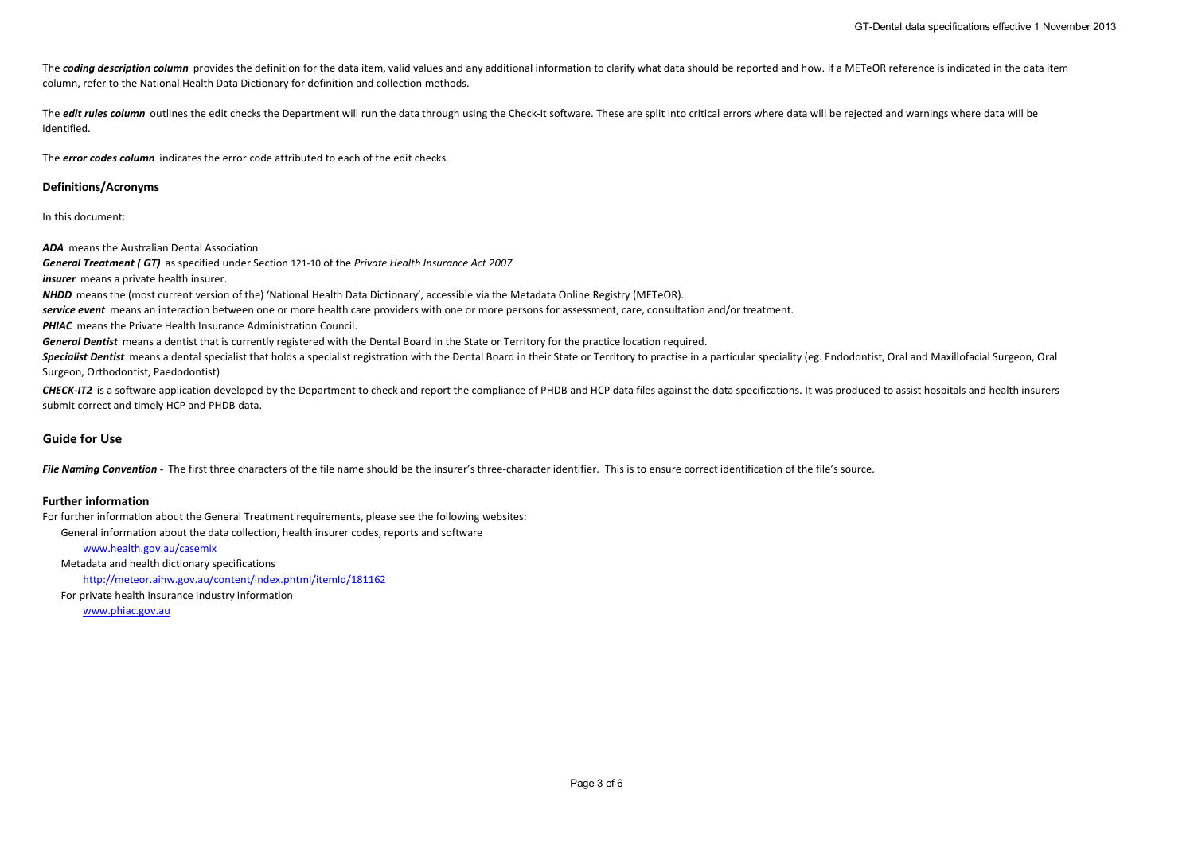The ***coding description column*** provides the definition for the data item, valid values and any additional information to clarify what data should be reported and how. If a METeOR reference is indicated in the data item column, refer to the National Health Data Dictionary for definition and collection methods.

The ***edit rules column*** outlines the edit checks the Department will run the data through using the Check-It software. These are split into critical errors where data will be rejected and warnings where data will be identified.

The ***error codes column*** indicates the error code attributed to each of the edit checks.

### Definitions/Acronyms

In this document:

***ADA*** means the Australian Dental Association

***General Treatment ( GT)*** as specified under Section 121-10 of the *Private Health Insurance Act 2007*

***insurer*** means a private health insurer.

***NHDD*** means the (most current version of the) 'National Health Data Dictionary', accessible via the Metadata Online Registry (METeOR).

***service event*** means an interaction between one or more health care providers with one or more persons for assessment, care, consultation and/or treatment.

***PHIAC*** means the Private Health Insurance Administration Council.

***General Dentist*** means a dentist that is currently registered with the Dental Board in the State or Territory for the practice location required.

***Specialist Dentist*** means a dental specialist that holds a specialist registration with the Dental Board in their State or Territory to practise in a particular speciality (eg. Endodontist, Oral and Maxillofacial Surgeon, Oral Surgeon, Orthodontist, Paedodontist)

***CHECK-IT2*** is a software application developed by the Department to check and report the compliance of PHDB and HCP data files against the data specifications. It was produced to assist hospitals and health insurers submit correct and timely HCP and PHDB data.

## Guide for Use

***File Naming Convention -*** The first three characters of the file name should be the insurer's three-character identifier. This is to ensure correct identification of the file's source.

### Further information

For further information about the General Treatment requirements, please see the following websites:

General information about the data collection, health insurer codes, reports and software

www.health.gov.au/casemix

Metadata and health dictionary specifications

http://meteor.aihw.gov.au/content/index.phtml/itemId/181162

For private health insurance industry information

www.phiac.gov.au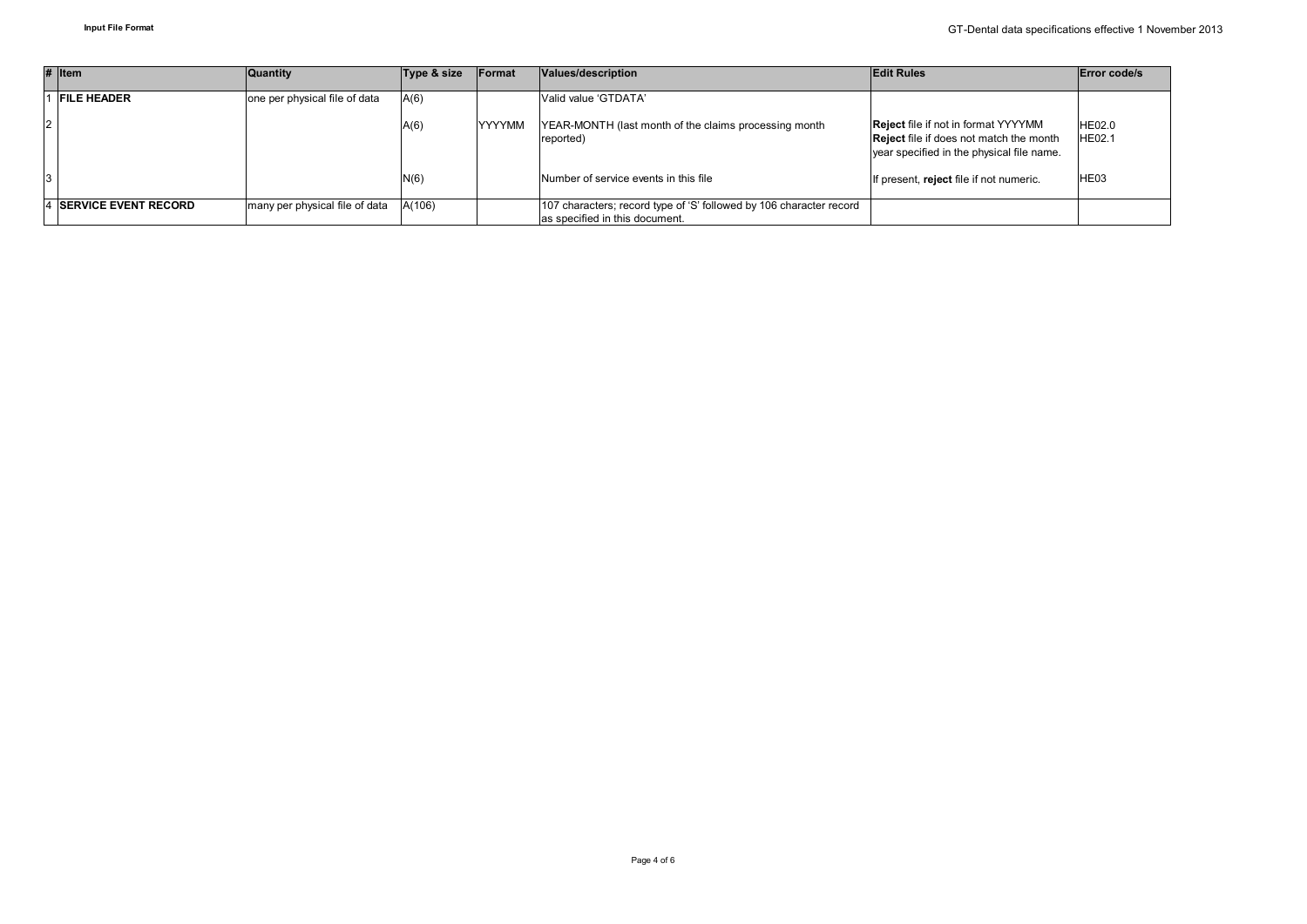**Input File Format**

| # | Item | Quantity | Type & size | Format | Values/description | Edit Rules | Error code/s |
|---|---|---|---|---|---|---|---|
| 1 | **FILE HEADER** | one per physical file of data | A(6) | | Valid value 'GTDATA' | | |
| 2 | | | A(6) | YYYYMM | YEAR-MONTH (last month of the claims processing month reported) | **Reject** file if not in format YYYYMM<br>**Reject** file if does not match the month year specified in the physical file name. | HE02.0<br>HE02.1 |
| 3 | | | N(6) | | Number of service events in this file | If present, **reject** file if not numeric. | HE03 |
| 4 | **SERVICE EVENT RECORD** | many per physical file of data | A(106) | | 107 characters; record type of 'S' followed by 106 character record as specified in this document. | | |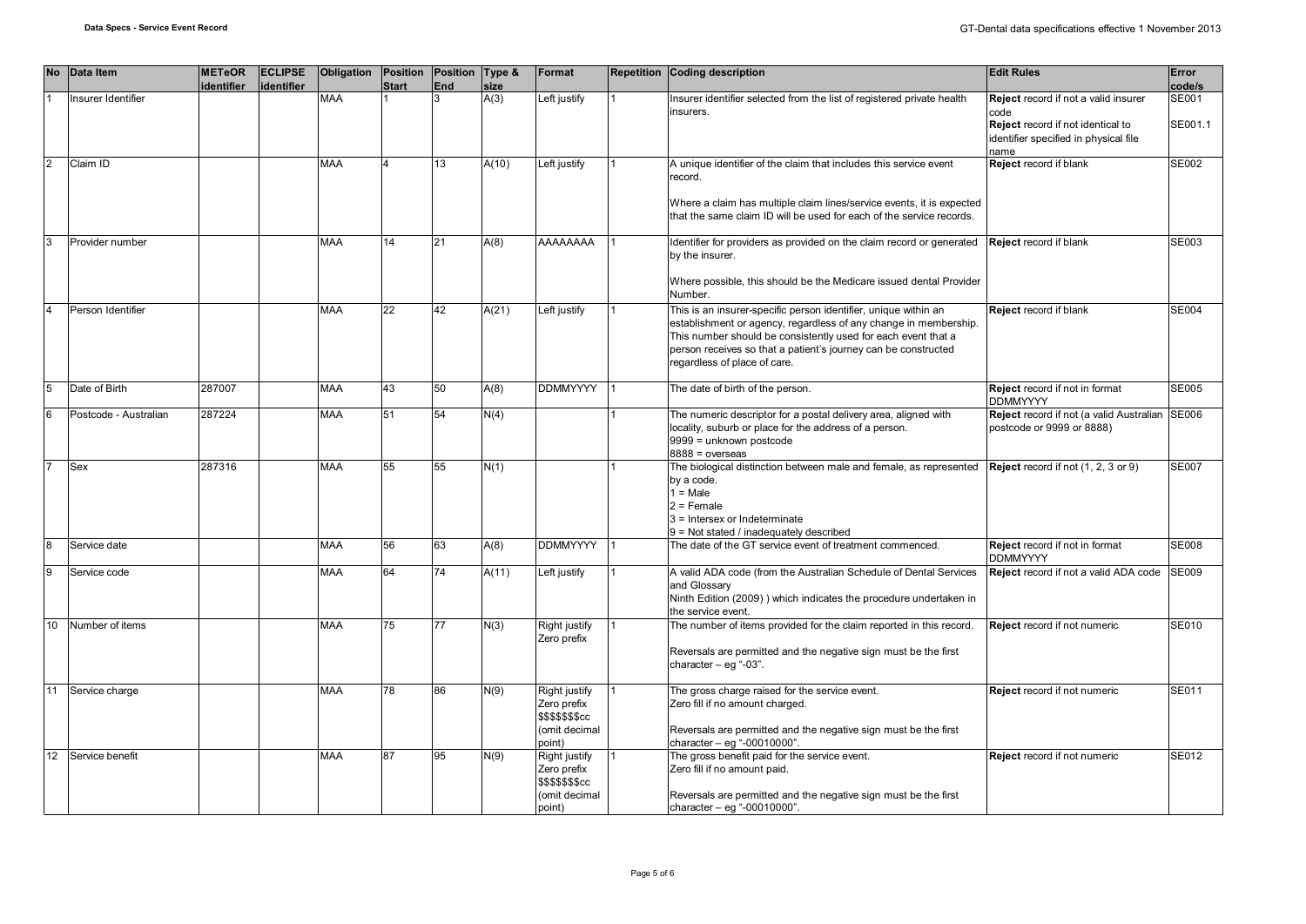| No | Data Item | METeOR identifier | ECLIPSE identifier | Obligation | Position Start | Position End | Type & size | Format | Repetition | Coding description | Edit Rules | Error code/s |
|---|---|---|---|---|---|---|---|---|---|---|---|---|
| 1 | Insurer Identifier | | | MAA | 1 | 3 | A(3) | Left justify | 1 | Insurer identifier selected from the list of registered private health insurers. | **Reject** record if not a valid insurer code<br>**Reject** record if not identical to identifier specified in physical file name | SE001<br><br>SE001.1 |
| 2 | Claim ID | | | MAA | 4 | 13 | A(10) | Left justify | 1 | A unique identifier of the claim that includes this service event record.<br><br>Where a claim has multiple claim lines/service events, it is expected that the same claim ID will be used for each of the service records. | **Reject** record if blank | SE002 |
| 3 | Provider number | | | MAA | 14 | 21 | A(8) | AAAAAAAA | 1 | Identifier for providers as provided on the claim record or generated by the insurer.<br><br>Where possible, this should be the Medicare issued dental Provider Number. | **Reject** record if blank | SE003 |
| 4 | Person Identifier | | | MAA | 22 | 42 | A(21) | Left justify | 1 | This is an insurer-specific person identifier, unique within an establishment or agency, regardless of any change in membership. This number should be consistently used for each event that a person receives so that a patient's journey can be constructed regardless of place of care. | **Reject** record if blank | SE004 |
| 5 | Date of Birth | 287007 | | MAA | 43 | 50 | A(8) | DDMMYYYY | 1 | The date of birth of the person. | **Reject** record if not in format DDMMYYYY | SE005 |
| 6 | Postcode - Australian | 287224 | | MAA | 51 | 54 | N(4) | | 1 | The numeric descriptor for a postal delivery area, aligned with locality, suburb or place for the address of a person.<br>9999 = unknown postcode<br>8888 = overseas | **Reject** record if not (a valid Australian postcode or 9999 or 8888) | SE006 |
| 7 | Sex | 287316 | | MAA | 55 | 55 | N(1) | | 1 | The biological distinction between male and female, as represented by a code.<br>1 = Male<br>2 = Female<br>3 = Intersex or Indeterminate<br>9 = Not stated / inadequately described | **Reject** record if not (1, 2, 3 or 9) | SE007 |
| 8 | Service date | | | MAA | 56 | 63 | A(8) | DDMMYYYY | 1 | The date of the GT service event of treatment commenced. | **Reject** record if not in format DDMMYYYY | SE008 |
| 9 | Service code | | | MAA | 64 | 74 | A(11) | Left justify | 1 | A valid ADA code (from the Australian Schedule of Dental Services and Glossary<br>Ninth Edition (2009) ) which indicates the procedure undertaken in the service event. | **Reject** record if not a valid ADA code | SE009 |
| 10 | Number of items | | | MAA | 75 | 77 | N(3) | Right justify<br>Zero prefix | 1 | The number of items provided for the claim reported in this record.<br><br>Reversals are permitted and the negative sign must be the first character – eg "-03". | **Reject** record if not numeric | SE010 |
| 11 | Service charge | | | MAA | 78 | 86 | N(9) | Right justify<br>Zero prefix<br>$$$$$$$cc<br>(omit decimal point) | 1 | The gross charge raised for the service event.<br>Zero fill if no amount charged.<br><br>Reversals are permitted and the negative sign must be the first character – eg "-00010000". | **Reject** record if not numeric | SE011 |
| 12 | Service benefit | | | MAA | 87 | 95 | N(9) | Right justify<br>Zero prefix<br>$$$$$$$cc<br>(omit decimal point) | 1 | The gross benefit paid for the service event.<br>Zero fill if no amount paid.<br><br>Reversals are permitted and the negative sign must be the first character – eg "-00010000". | **Reject** record if not numeric | SE012 |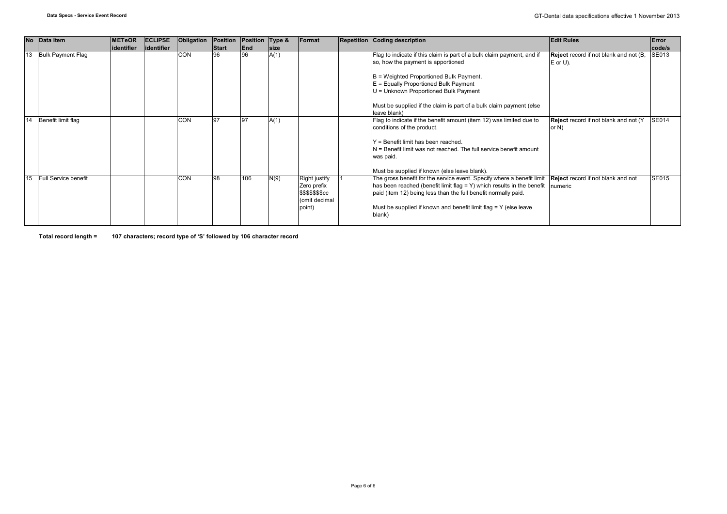| No | Data Item | METeOR identifier | ECLIPSE identifier | Obligation | Position Start | Position End | Type & size | Format | Repetition | Coding description | Edit Rules | Error code/s |
|---|---|---|---|---|---|---|---|---|---|---|---|---|
| 13 | Bulk Payment Flag | | | CON | 96 | 96 | A(1) | | | Flag to indicate if this claim is part of a bulk claim payment, and if so, how the payment is apportioned<br><br>B = Weighted Proportioned Bulk Payment.<br>E = Equally Proportioned Bulk Payment<br>U = Unknown Proportioned Bulk Payment<br><br>Must be supplied if the claim is part of a bulk claim payment (else leave blank) | **Reject** record if not blank and not (B, E or U). | SE013 |
| 14 | Benefit limit flag | | | CON | 97 | 97 | A(1) | | | Flag to indicate if the benefit amount (item 12) was limited due to conditions of the product.<br><br>Y = Benefit limit has been reached.<br>N = Benefit limit was not reached. The full service benefit amount was paid.<br><br>Must be supplied if known (else leave blank). | **Reject** record if not blank and not (Y or N) | SE014 |
| 15 | Full Service benefit | | | CON | 98 | 106 | N(9) | Right justify Zero prefix $$$$$$$cc (omit decimal point) | 1 | The gross benefit for the service event. Specify where a benefit limit has been reached (benefit limit flag = Y) which results in the benefit paid (item 12) being less than the full benefit normally paid.<br><br>Must be supplied if known and benefit limit flag = Y (else leave blank) | **Reject** record if not blank and not numeric | SE015 |

**Total record length = 107 characters; record type of 'S' followed by 106 character record**